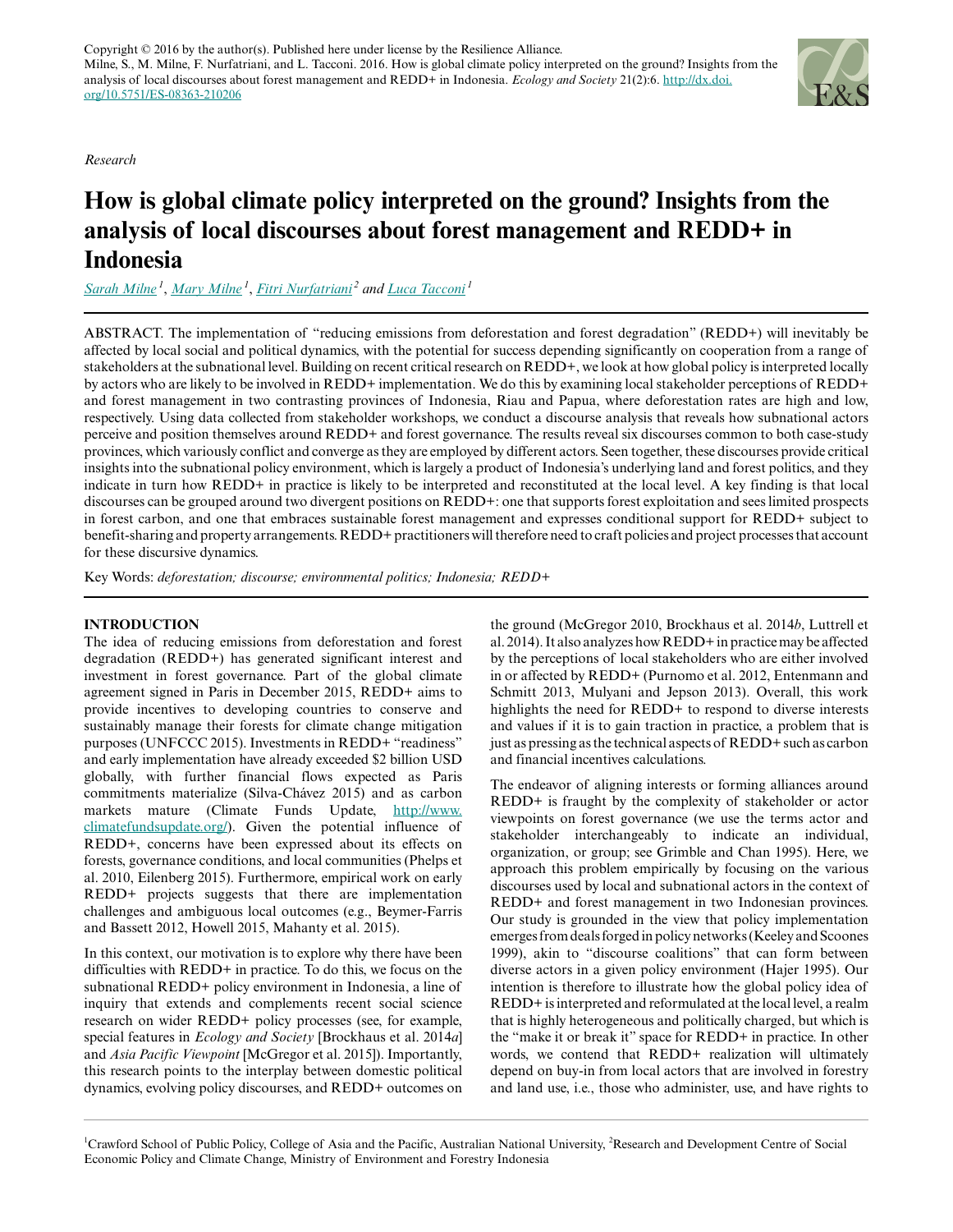Copyright © 2016 by the author(s). Published here under license by the Resilience Alliance.
Milne, S., M. Milne, F. Nurfatriani, and L. Tacconi. 2016. How is global climate policy interpreted on the ground? Insights from the analysis of local discourses about forest management and REDD+ in Indonesia. *Ecology and Society* 21(2):6. http://dx.doi.org/10.5751/ES-08363-210206

*Research*

# How is global climate policy interpreted on the ground? Insights from the analysis of local discourses about forest management and REDD+ in Indonesia

*Sarah Milne*[1], *Mary Milne*[1], *Fitri Nurfatriani*[2] *and Luca Tacconi*[1]

ABSTRACT. The implementation of "reducing emissions from deforestation and forest degradation" (REDD+) will inevitably be affected by local social and political dynamics, with the potential for success depending significantly on cooperation from a range of stakeholders at the subnational level. Building on recent critical research on REDD+, we look at how global policy is interpreted locally by actors who are likely to be involved in REDD+ implementation. We do this by examining local stakeholder perceptions of REDD+ and forest management in two contrasting provinces of Indonesia, Riau and Papua, where deforestation rates are high and low, respectively. Using data collected from stakeholder workshops, we conduct a discourse analysis that reveals how subnational actors perceive and position themselves around REDD+ and forest governance. The results reveal six discourses common to both case-study provinces, which variously conflict and converge as they are employed by different actors. Seen together, these discourses provide critical insights into the subnational policy environment, which is largely a product of Indonesia's underlying land and forest politics, and they indicate in turn how REDD+ in practice is likely to be interpreted and reconstituted at the local level. A key finding is that local discourses can be grouped around two divergent positions on REDD+: one that supports forest exploitation and sees limited prospects in forest carbon, and one that embraces sustainable forest management and expresses conditional support for REDD+ subject to benefit-sharing and property arrangements. REDD+ practitioners will therefore need to craft policies and project processes that account for these discursive dynamics.

Key Words: *deforestation; discourse; environmental politics; Indonesia; REDD+*

## INTRODUCTION

The idea of reducing emissions from deforestation and forest degradation (REDD+) has generated significant interest and investment in forest governance. Part of the global climate agreement signed in Paris in December 2015, REDD+ aims to provide incentives to developing countries to conserve and sustainably manage their forests for climate change mitigation purposes (UNFCCC 2015). Investments in REDD+ "readiness" and early implementation have already exceeded $2 billion USD globally, with further financial flows expected as Paris commitments materialize (Silva-Chávez 2015) and as carbon markets mature (Climate Funds Update, http://www.climatefundsupdate.org/). Given the potential influence of REDD+, concerns have been expressed about its effects on forests, governance conditions, and local communities (Phelps et al. 2010, Eilenberg 2015). Furthermore, empirical work on early REDD+ projects suggests that there are implementation challenges and ambiguous local outcomes (e.g., Beymer-Farris and Bassett 2012, Howell 2015, Mahanty et al. 2015).

In this context, our motivation is to explore why there have been difficulties with REDD+ in practice. To do this, we focus on the subnational REDD+ policy environment in Indonesia, a line of inquiry that extends and complements recent social science research on wider REDD+ policy processes (see, for example, special features in *Ecology and Society* [Brockhaus et al. 2014*a*] and *Asia Pacific Viewpoint* [McGregor et al. 2015]). Importantly, this research points to the interplay between domestic political dynamics, evolving policy discourses, and REDD+ outcomes on the ground (McGregor 2010, Brockhaus et al. 2014*b*, Luttrell et al. 2014). It also analyzes how REDD+ in practice may be affected by the perceptions of local stakeholders who are either involved in or affected by REDD+ (Purnomo et al. 2012, Entenmann and Schmitt 2013, Mulyani and Jepson 2013). Overall, this work highlights the need for REDD+ to respond to diverse interests and values if it is to gain traction in practice, a problem that is just as pressing as the technical aspects of REDD+ such as carbon and financial incentives calculations.

The endeavor of aligning interests or forming alliances around REDD+ is fraught by the complexity of stakeholder or actor viewpoints on forest governance (we use the terms actor and stakeholder interchangeably to indicate an individual, organization, or group; see Grimble and Chan 1995). Here, we approach this problem empirically by focusing on the various discourses used by local and subnational actors in the context of REDD+ and forest management in two Indonesian provinces. Our study is grounded in the view that policy implementation emerges from deals forged in policy networks (Keeley and Scoones 1999), akin to "discourse coalitions" that can form between diverse actors in a given policy environment (Hajer 1995). Our intention is therefore to illustrate how the global policy idea of REDD+ is interpreted and reformulated at the local level, a realm that is highly heterogeneous and politically charged, but which is the "make it or break it" space for REDD+ in practice. In other words, we contend that REDD+ realization will ultimately depend on buy-in from local actors that are involved in forestry and land use, i.e., those who administer, use, and have rights to

[1]Crawford School of Public Policy, College of Asia and the Pacific, Australian National University, [2]Research and Development Centre of Social Economic Policy and Climate Change, Ministry of Environment and Forestry Indonesia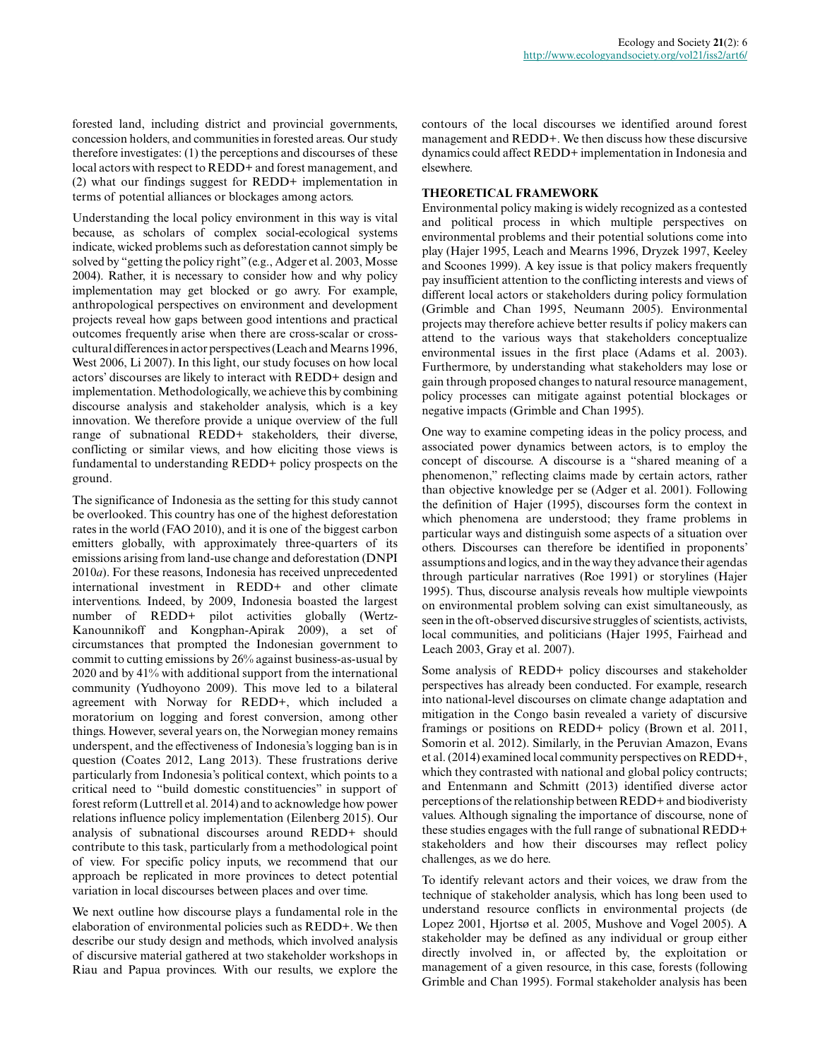forested land, including district and provincial governments, concession holders, and communities in forested areas. Our study therefore investigates: (1) the perceptions and discourses of these local actors with respect to REDD+ and forest management, and (2) what our findings suggest for REDD+ implementation in terms of potential alliances or blockages among actors.

Understanding the local policy environment in this way is vital because, as scholars of complex social-ecological systems indicate, wicked problems such as deforestation cannot simply be solved by "getting the policy right" (e.g., Adger et al. 2003, Mosse 2004). Rather, it is necessary to consider how and why policy implementation may get blocked or go awry. For example, anthropological perspectives on environment and development projects reveal how gaps between good intentions and practical outcomes frequently arise when there are cross-scalar or cross-cultural differences in actor perspectives (Leach and Mearns 1996, West 2006, Li 2007). In this light, our study focuses on how local actors' discourses are likely to interact with REDD+ design and implementation. Methodologically, we achieve this by combining discourse analysis and stakeholder analysis, which is a key innovation. We therefore provide a unique overview of the full range of subnational REDD+ stakeholders, their diverse, conflicting or similar views, and how eliciting those views is fundamental to understanding REDD+ policy prospects on the ground.

The significance of Indonesia as the setting for this study cannot be overlooked. This country has one of the highest deforestation rates in the world (FAO 2010), and it is one of the biggest carbon emitters globally, with approximately three-quarters of its emissions arising from land-use change and deforestation (DNPI 2010*a*). For these reasons, Indonesia has received unprecedented international investment in REDD+ and other climate interventions. Indeed, by 2009, Indonesia boasted the largest number of REDD+ pilot activities globally (Wertz-Kanounnikoff and Kongphan-Apirak 2009), a set of circumstances that prompted the Indonesian government to commit to cutting emissions by 26% against business-as-usual by 2020 and by 41% with additional support from the international community (Yudhoyono 2009). This move led to a bilateral agreement with Norway for REDD+, which included a moratorium on logging and forest conversion, among other things. However, several years on, the Norwegian money remains underspent, and the effectiveness of Indonesia's logging ban is in question (Coates 2012, Lang 2013). These frustrations derive particularly from Indonesia's political context, which points to a critical need to "build domestic constituencies" in support of forest reform (Luttrell et al. 2014) and to acknowledge how power relations influence policy implementation (Eilenberg 2015). Our analysis of subnational discourses around REDD+ should contribute to this task, particularly from a methodological point of view. For specific policy inputs, we recommend that our approach be replicated in more provinces to detect potential variation in local discourses between places and over time.

We next outline how discourse plays a fundamental role in the elaboration of environmental policies such as REDD+. We then describe our study design and methods, which involved analysis of discursive material gathered at two stakeholder workshops in Riau and Papua provinces. With our results, we explore the contours of the local discourses we identified around forest management and REDD+. We then discuss how these discursive dynamics could affect REDD+ implementation in Indonesia and elsewhere.

## THEORETICAL FRAMEWORK

Environmental policy making is widely recognized as a contested and political process in which multiple perspectives on environmental problems and their potential solutions come into play (Hajer 1995, Leach and Mearns 1996, Dryzek 1997, Keeley and Scoones 1999). A key issue is that policy makers frequently pay insufficient attention to the conflicting interests and views of different local actors or stakeholders during policy formulation (Grimble and Chan 1995, Neumann 2005). Environmental projects may therefore achieve better results if policy makers can attend to the various ways that stakeholders conceptualize environmental issues in the first place (Adams et al. 2003). Furthermore, by understanding what stakeholders may lose or gain through proposed changes to natural resource management, policy processes can mitigate against potential blockages or negative impacts (Grimble and Chan 1995).

One way to examine competing ideas in the policy process, and associated power dynamics between actors, is to employ the concept of discourse. A discourse is a "shared meaning of a phenomenon," reflecting claims made by certain actors, rather than objective knowledge per se (Adger et al. 2001). Following the definition of Hajer (1995), discourses form the context in which phenomena are understood; they frame problems in particular ways and distinguish some aspects of a situation over others. Discourses can therefore be identified in proponents' assumptions and logics, and in the way they advance their agendas through particular narratives (Roe 1991) or storylines (Hajer 1995). Thus, discourse analysis reveals how multiple viewpoints on environmental problem solving can exist simultaneously, as seen in the oft-observed discursive struggles of scientists, activists, local communities, and politicians (Hajer 1995, Fairhead and Leach 2003, Gray et al. 2007).

Some analysis of REDD+ policy discourses and stakeholder perspectives has already been conducted. For example, research into national-level discourses on climate change adaptation and mitigation in the Congo basin revealed a variety of discursive framings or positions on REDD+ policy (Brown et al. 2011, Somorin et al. 2012). Similarly, in the Peruvian Amazon, Evans et al. (2014) examined local community perspectives on REDD+, which they contrasted with national and global policy contructs; and Entenmann and Schmitt (2013) identified diverse actor perceptions of the relationship between REDD+ and biodiveristy values. Although signaling the importance of discourse, none of these studies engages with the full range of subnational REDD+ stakeholders and how their discourses may reflect policy challenges, as we do here.

To identify relevant actors and their voices, we draw from the technique of stakeholder analysis, which has long been used to understand resource conflicts in environmental projects (de Lopez 2001, Hjortsø et al. 2005, Mushove and Vogel 2005). A stakeholder may be defined as any individual or group either directly involved in, or affected by, the exploitation or management of a given resource, in this case, forests (following Grimble and Chan 1995). Formal stakeholder analysis has been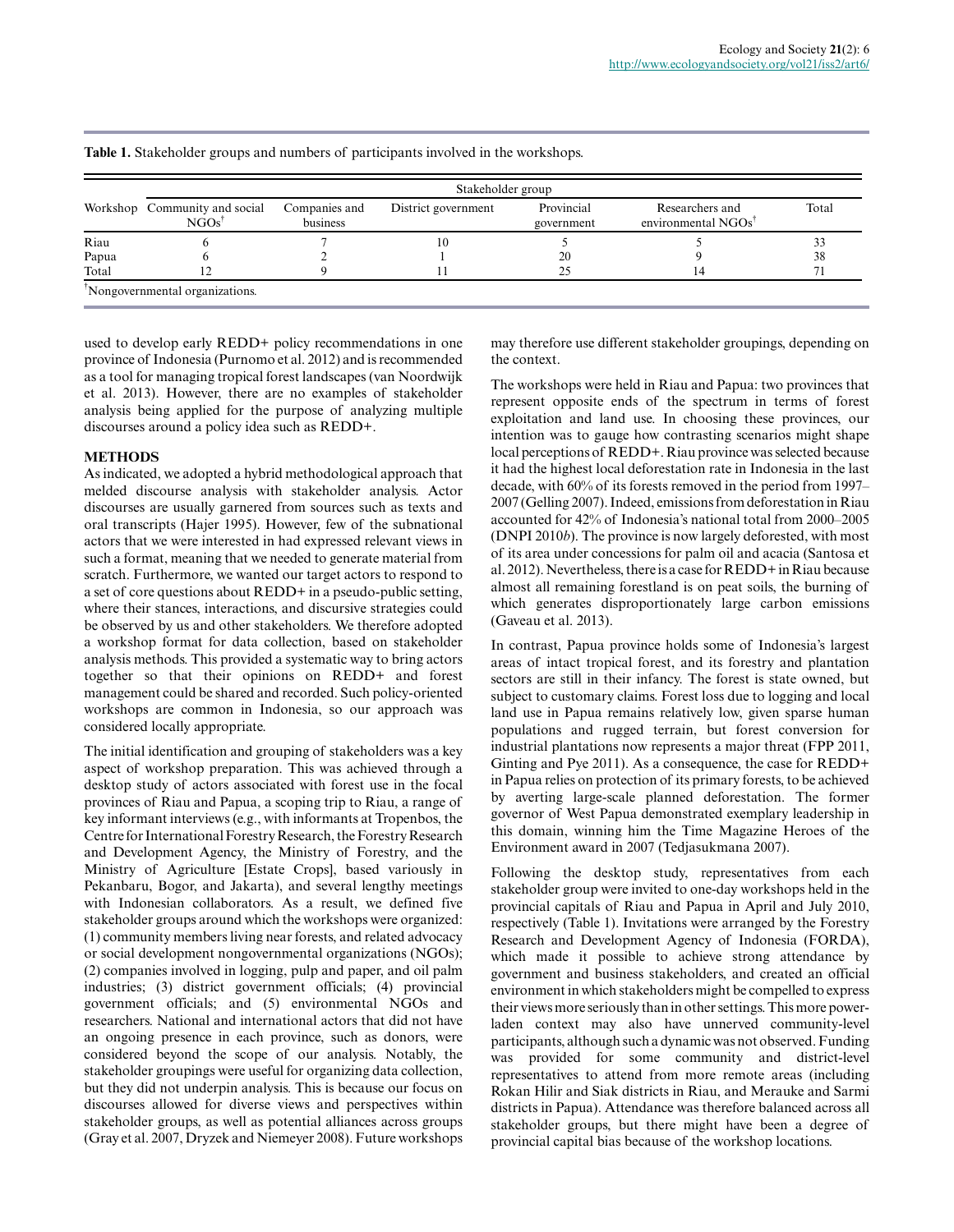**Table 1.** Stakeholder groups and numbers of participants involved in the workshops.

| Workshop | Stakeholder group | | | | | |
|---|---|---|---|---|---|---|
| | Community and social NGOs[†] | Companies and business | District government | Provincial government | Researchers and environmental NGOs[†] | Total |
| Riau | 6 | 7 | 10 | 5 | 5 | 33 |
| Papua | 6 | 2 | 1 | 20 | 9 | 38 |
| Total | 12 | 9 | 11 | 25 | 14 | 71 |

[†]Nongovernmental organizations.

used to develop early REDD+ policy recommendations in one province of Indonesia (Purnomo et al. 2012) and is recommended as a tool for managing tropical forest landscapes (van Noordwijk et al. 2013). However, there are no examples of stakeholder analysis being applied for the purpose of analyzing multiple discourses around a policy idea such as REDD+.

## METHODS

As indicated, we adopted a hybrid methodological approach that melded discourse analysis with stakeholder analysis. Actor discourses are usually garnered from sources such as texts and oral transcripts (Hajer 1995). However, few of the subnational actors that we were interested in had expressed relevant views in such a format, meaning that we needed to generate material from scratch. Furthermore, we wanted our target actors to respond to a set of core questions about REDD+ in a pseudo-public setting, where their stances, interactions, and discursive strategies could be observed by us and other stakeholders. We therefore adopted a workshop format for data collection, based on stakeholder analysis methods. This provided a systematic way to bring actors together so that their opinions on REDD+ and forest management could be shared and recorded. Such policy-oriented workshops are common in Indonesia, so our approach was considered locally appropriate.

The initial identification and grouping of stakeholders was a key aspect of workshop preparation. This was achieved through a desktop study of actors associated with forest use in the focal provinces of Riau and Papua, a scoping trip to Riau, a range of key informant interviews (e.g., with informants at Tropenbos, the Centre for International Forestry Research, the Forestry Research and Development Agency, the Ministry of Forestry, and the Ministry of Agriculture [Estate Crops], based variously in Pekanbaru, Bogor, and Jakarta), and several lengthy meetings with Indonesian collaborators. As a result, we defined five stakeholder groups around which the workshops were organized: (1) community members living near forests, and related advocacy or social development nongovernmental organizations (NGOs); (2) companies involved in logging, pulp and paper, and oil palm industries; (3) district government officials; (4) provincial government officials; and (5) environmental NGOs and researchers. National and international actors that did not have an ongoing presence in each province, such as donors, were considered beyond the scope of our analysis. Notably, the stakeholder groupings were useful for organizing data collection, but they did not underpin analysis. This is because our focus on discourses allowed for diverse views and perspectives within stakeholder groups, as well as potential alliances across groups (Gray et al. 2007, Dryzek and Niemeyer 2008). Future workshops may therefore use different stakeholder groupings, depending on the context.

The workshops were held in Riau and Papua: two provinces that represent opposite ends of the spectrum in terms of forest exploitation and land use. In choosing these provinces, our intention was to gauge how contrasting scenarios might shape local perceptions of REDD+. Riau province was selected because it had the highest local deforestation rate in Indonesia in the last decade, with 60% of its forests removed in the period from 1997–2007 (Gelling 2007). Indeed, emissions from deforestation in Riau accounted for 42% of Indonesia's national total from 2000–2005 (DNPI 2010*b*). The province is now largely deforested, with most of its area under concessions for palm oil and acacia (Santosa et al. 2012). Nevertheless, there is a case for REDD+ in Riau because almost all remaining forestland is on peat soils, the burning of which generates disproportionately large carbon emissions (Gaveau et al. 2013).

In contrast, Papua province holds some of Indonesia's largest areas of intact tropical forest, and its forestry and plantation sectors are still in their infancy. The forest is state owned, but subject to customary claims. Forest loss due to logging and local land use in Papua remains relatively low, given sparse human populations and rugged terrain, but forest conversion for industrial plantations now represents a major threat (FPP 2011, Ginting and Pye 2011). As a consequence, the case for REDD+ in Papua relies on protection of its primary forests, to be achieved by averting large-scale planned deforestation. The former governor of West Papua demonstrated exemplary leadership in this domain, winning him the Time Magazine Heroes of the Environment award in 2007 (Tedjasukmana 2007).

Following the desktop study, representatives from each stakeholder group were invited to one-day workshops held in the provincial capitals of Riau and Papua in April and July 2010, respectively (Table 1). Invitations were arranged by the Forestry Research and Development Agency of Indonesia (FORDA), which made it possible to achieve strong attendance by government and business stakeholders, and created an official environment in which stakeholders might be compelled to express their views more seriously than in other settings. This more power-laden context may also have unnerved community-level participants, although such a dynamic was not observed. Funding was provided for some community and district-level representatives to attend from more remote areas (including Rokan Hilir and Siak districts in Riau, and Merauke and Sarmi districts in Papua). Attendance was therefore balanced across all stakeholder groups, but there might have been a degree of provincial capital bias because of the workshop locations.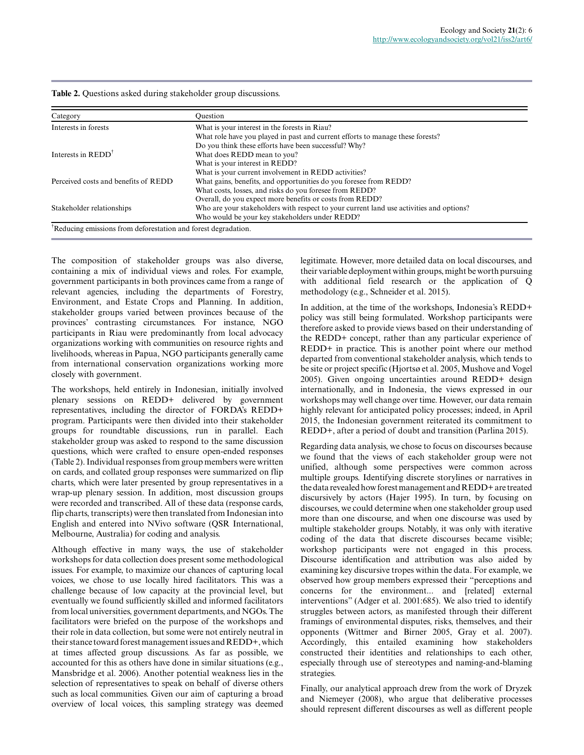**Table 2.** Questions asked during stakeholder group discussions.

| Category | Question |
|---|---|
| Interests in forests | What is your interest in the forests in Riau? |
| | What role have you played in past and current efforts to manage these forests? |
| | Do you think these efforts have been successful? Why? |
| Interests in REDD[†] | What does REDD mean to you? |
| | What is your interest in REDD? |
| | What is your current involvement in REDD activities? |
| Perceived costs and benefits of REDD | What gains, benefits, and opportunities do you foresee from REDD? |
| | What costs, losses, and risks do you foresee from REDD? |
| | Overall, do you expect more benefits or costs from REDD? |
| Stakeholder relationships | Who are your stakeholders with respect to your current land use activities and options? |
| | Who would be your key stakeholders under REDD? |

[†]Reducing emissions from deforestation and forest degradation.

The composition of stakeholder groups was also diverse, containing a mix of individual views and roles. For example, government participants in both provinces came from a range of relevant agencies, including the departments of Forestry, Environment, and Estate Crops and Planning. In addition, stakeholder groups varied between provinces because of the provinces' contrasting circumstances. For instance, NGO participants in Riau were predominantly from local advocacy organizations working with communities on resource rights and livelihoods, whereas in Papua, NGO participants generally came from international conservation organizations working more closely with government.

The workshops, held entirely in Indonesian, initially involved plenary sessions on REDD+ delivered by government representatives, including the director of FORDA's REDD+ program. Participants were then divided into their stakeholder groups for roundtable discussions, run in parallel. Each stakeholder group was asked to respond to the same discussion questions, which were crafted to ensure open-ended responses (Table 2). Individual responses from group members were written on cards, and collated group responses were summarized on flip charts, which were later presented by group representatives in a wrap-up plenary session. In addition, most discussion groups were recorded and transcribed. All of these data (response cards, flip charts, transcripts) were then translated from Indonesian into English and entered into NVivo software (QSR International, Melbourne, Australia) for coding and analysis.

Although effective in many ways, the use of stakeholder workshops for data collection does present some methodological issues. For example, to maximize our chances of capturing local voices, we chose to use locally hired facilitators. This was a challenge because of low capacity at the provincial level, but eventually we found sufficiently skilled and informed facilitators from local universities, government departments, and NGOs. The facilitators were briefed on the purpose of the workshops and their role in data collection, but some were not entirely neutral in their stance toward forest management issues and REDD+, which at times affected group discussions. As far as possible, we accounted for this as others have done in similar situations (e.g., Mansbridge et al. 2006). Another potential weakness lies in the selection of representatives to speak on behalf of diverse others such as local communities. Given our aim of capturing a broad overview of local voices, this sampling strategy was deemed legitimate. However, more detailed data on local discourses, and their variable deployment within groups, might be worth pursuing with additional field research or the application of Q methodology (e.g., Schneider et al. 2015).

In addition, at the time of the workshops, Indonesia's REDD+ policy was still being formulated. Workshop participants were therefore asked to provide views based on their understanding of the REDD+ concept, rather than any particular experience of REDD+ in practice. This is another point where our method departed from conventional stakeholder analysis, which tends to be site or project specific (Hjortsø et al. 2005, Mushove and Vogel 2005). Given ongoing uncertainties around REDD+ design internationally, and in Indonesia, the views expressed in our workshops may well change over time. However, our data remain highly relevant for anticipated policy processes; indeed, in April 2015, the Indonesian government reiterated its commitment to REDD+, after a period of doubt and transition (Parlina 2015).

Regarding data analysis, we chose to focus on discourses because we found that the views of each stakeholder group were not unified, although some perspectives were common across multiple groups. Identifying discrete storylines or narratives in the data revealed how forest management and REDD+ are treated discursively by actors (Hajer 1995). In turn, by focusing on discourses, we could determine when one stakeholder group used more than one discourse, and when one discourse was used by multiple stakeholder groups. Notably, it was only with iterative coding of the data that discrete discourses became visible; workshop participants were not engaged in this process. Discourse identification and attribution was also aided by examining key discursive tropes within the data. For example, we observed how group members expressed their "perceptions and concerns for the environment... and [related] external interventions" (Adger et al. 2001:685). We also tried to identify struggles between actors, as manifested through their different framings of environmental disputes, risks, themselves, and their opponents (Wittmer and Birner 2005, Gray et al. 2007). Accordingly, this entailed examining how stakeholders constructed their identities and relationships to each other, especially through use of stereotypes and naming-and-blaming strategies.

Finally, our analytical approach drew from the work of Dryzek and Niemeyer (2008), who argue that deliberative processes should represent different discourses as well as different people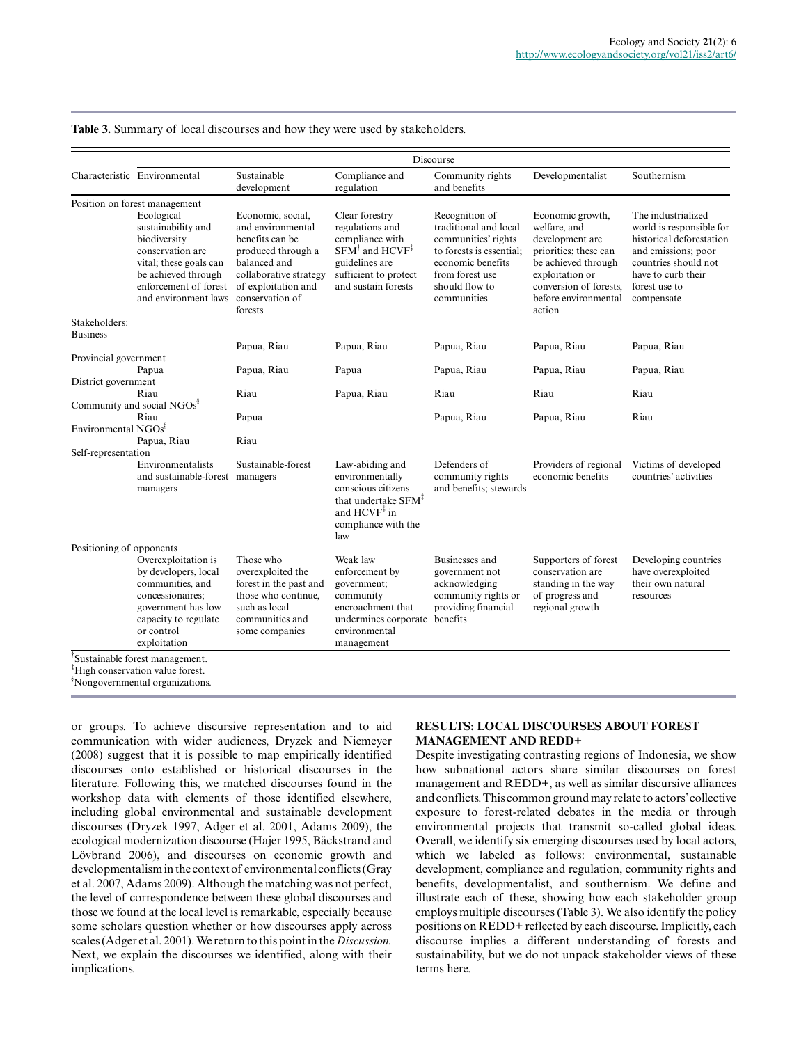**Table 3.** Summary of local discourses and how they were used by stakeholders.

| Characteristic | Discourse | | | | | |
|---|---|---|---|---|---|---|
| | Environmental | Sustainable development | Compliance and regulation | Community rights and benefits | Developmentalist | Southernism |
| Position on forest management | Ecological sustainability and biodiversity conservation are vital; these goals can be achieved through enforcement of forest and environment laws | Economic, social, and environmental benefits can be produced through a balanced and collaborative strategy of exploitation and conservation of forests | Clear forestry regulations and compliance with SFM[†] and HCVF[‡] guidelines are sufficient to protect and sustain forests | Recognition of traditional and local communities' rights to forests is essential; economic benefits from forest use should flow to communities | Economic growth, welfare, and development are priorities; these can be achieved through exploitation or conversion of forests, before environmental action | The industrialized world is responsible for historical deforestation and emissions; poor countries should not have to curb their forest use to compensate |
| Stakeholders: | | | | | | |
| Business | | Papua, Riau | Papua, Riau | Papua, Riau | Papua, Riau | Papua, Riau |
| Provincial government | Papua | Papua, Riau | Papua | Papua, Riau | Papua, Riau | Papua, Riau |
| District government | Riau | Riau | Papua, Riau | Riau | Riau | Riau |
| Community and social NGOs[§] | Riau | Papua | | Papua, Riau | Papua, Riau | Riau |
| Environmental NGOs[§] | Papua, Riau | Riau | | | | |
| Self-representation | Environmentalists and sustainable-forest managers | Sustainable-forest managers | Law-abiding and environmentally conscious citizens that undertake SFM[†] and HCVF[‡] in compliance with the law | Defenders of community rights and benefits; stewards | Providers of regional economic benefits | Victims of developed countries' activities |
| Positioning of opponents | Overexploitation is by developers, local communities, and concessionaires; government has low capacity to regulate or control exploitation | Those who overexploited the forest in the past and those who continue, such as local communities and some companies | Weak law enforcement by government; community encroachment that undermines corporate environmental management | Businesses and government not acknowledging community rights or providing financial benefits | Supporters of forest conservation are standing in the way of progress and regional growth | Developing countries have overexploited their own natural resources |

[†]Sustainable forest management.
[‡]High conservation value forest.
[§]Nongovernmental organizations.

or groups. To achieve discursive representation and to aid communication with wider audiences, Dryzek and Niemeyer (2008) suggest that it is possible to map empirically identified discourses onto established or historical discourses in the literature. Following this, we matched discourses found in the workshop data with elements of those identified elsewhere, including global environmental and sustainable development discourses (Dryzek 1997, Adger et al. 2001, Adams 2009), the ecological modernization discourse (Hajer 1995, Bäckstrand and Lövbrand 2006), and discourses on economic growth and developmentalism in the context of environmental conflicts (Gray et al. 2007, Adams 2009). Although the matching was not perfect, the level of correspondence between these global discourses and those we found at the local level is remarkable, especially because some scholars question whether or how discourses apply across scales (Adger et al. 2001). We return to this point in the *Discussion*. Next, we explain the discourses we identified, along with their implications.

## RESULTS: LOCAL DISCOURSES ABOUT FOREST MANAGEMENT AND REDD+

Despite investigating contrasting regions of Indonesia, we show how subnational actors share similar discourses on forest management and REDD+, as well as similar discursive alliances and conflicts. This common ground may relate to actors' collective exposure to forest-related debates in the media or through environmental projects that transmit so-called global ideas. Overall, we identify six emerging discourses used by local actors, which we labeled as follows: environmental, sustainable development, compliance and regulation, community rights and benefits, developmentalist, and southernism. We define and illustrate each of these, showing how each stakeholder group employs multiple discourses (Table 3). We also identify the policy positions on REDD+ reflected by each discourse. Implicitly, each discourse implies a different understanding of forests and sustainability, but we do not unpack stakeholder views of these terms here.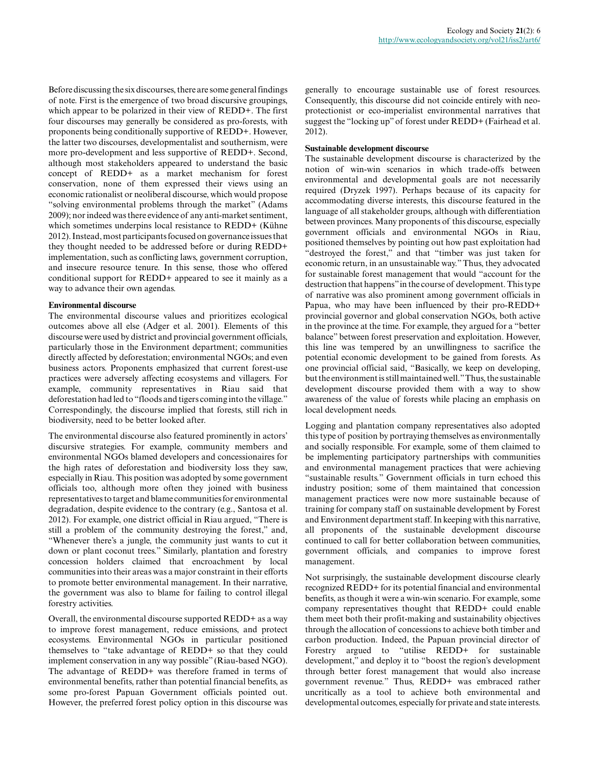Before discussing the six discourses, there are some general findings of note. First is the emergence of two broad discursive groupings, which appear to be polarized in their view of REDD+. The first four discourses may generally be considered as pro-forests, with proponents being conditionally supportive of REDD+. However, the latter two discourses, developmentalist and southernism, were more pro-development and less supportive of REDD+. Second, although most stakeholders appeared to understand the basic concept of REDD+ as a market mechanism for forest conservation, none of them expressed their views using an economic rationalist or neoliberal discourse, which would propose "solving environmental problems through the market" (Adams 2009); nor indeed was there evidence of any anti-market sentiment, which sometimes underpins local resistance to REDD+ (Kühne 2012). Instead, most participants focused on governance issues that they thought needed to be addressed before or during REDD+ implementation, such as conflicting laws, government corruption, and insecure resource tenure. In this sense, those who offered conditional support for REDD+ appeared to see it mainly as a way to advance their own agendas.

**Environmental discourse**

The environmental discourse values and prioritizes ecological outcomes above all else (Adger et al. 2001). Elements of this discourse were used by district and provincial government officials, particularly those in the Environment department; communities directly affected by deforestation; environmental NGOs; and even business actors. Proponents emphasized that current forest-use practices were adversely affecting ecosystems and villagers. For example, community representatives in Riau said that deforestation had led to "floods and tigers coming into the village." Correspondingly, the discourse implied that forests, still rich in biodiversity, need to be better looked after.

The environmental discourse also featured prominently in actors' discursive strategies. For example, community members and environmental NGOs blamed developers and concessionaires for the high rates of deforestation and biodiversity loss they saw, especially in Riau. This position was adopted by some government officials too, although more often they joined with business representatives to target and blame communities for environmental degradation, despite evidence to the contrary (e.g., Santosa et al. 2012). For example, one district official in Riau argued, "There is still a problem of the community destroying the forest," and, "Whenever there's a jungle, the community just wants to cut it down or plant coconut trees." Similarly, plantation and forestry concession holders claimed that encroachment by local communities into their areas was a major constraint in their efforts to promote better environmental management. In their narrative, the government was also to blame for failing to control illegal forestry activities.

Overall, the environmental discourse supported REDD+ as a way to improve forest management, reduce emissions, and protect ecosystems. Environmental NGOs in particular positioned themselves to "take advantage of REDD+ so that they could implement conservation in any way possible" (Riau-based NGO). The advantage of REDD+ was therefore framed in terms of environmental benefits, rather than potential financial benefits, as some pro-forest Papuan Government officials pointed out. However, the preferred forest policy option in this discourse was generally to encourage sustainable use of forest resources. Consequently, this discourse did not coincide entirely with neo-protectionist or eco-imperialist environmental narratives that suggest the "locking up" of forest under REDD+ (Fairhead et al. 2012).

**Sustainable development discourse**

The sustainable development discourse is characterized by the notion of win-win scenarios in which trade-offs between environmental and developmental goals are not necessarily required (Dryzek 1997). Perhaps because of its capacity for accommodating diverse interests, this discourse featured in the language of all stakeholder groups, although with differentiation between provinces. Many proponents of this discourse, especially government officials and environmental NGOs in Riau, positioned themselves by pointing out how past exploitation had "destroyed the forest," and that "timber was just taken for economic return, in an unsustainable way." Thus, they advocated for sustainable forest management that would "account for the destruction that happens" in the course of development. This type of narrative was also prominent among government officials in Papua, who may have been influenced by their pro-REDD+ provincial governor and global conservation NGOs, both active in the province at the time. For example, they argued for a "better balance" between forest preservation and exploitation. However, this line was tempered by an unwillingness to sacrifice the potential economic development to be gained from forests. As one provincial official said, "Basically, we keep on developing, but the environment is still maintained well." Thus, the sustainable development discourse provided them with a way to show awareness of the value of forests while placing an emphasis on local development needs.

Logging and plantation company representatives also adopted this type of position by portraying themselves as environmentally and socially responsible. For example, some of them claimed to be implementing participatory partnerships with communities and environmental management practices that were achieving "sustainable results." Government officials in turn echoed this industry position; some of them maintained that concession management practices were now more sustainable because of training for company staff on sustainable development by Forest and Environment department staff. In keeping with this narrative, all proponents of the sustainable development discourse continued to call for better collaboration between communities, government officials, and companies to improve forest management.

Not surprisingly, the sustainable development discourse clearly recognized REDD+ for its potential financial and environmental benefits, as though it were a win-win scenario. For example, some company representatives thought that REDD+ could enable them meet both their profit-making and sustainability objectives through the allocation of concessions to achieve both timber and carbon production. Indeed, the Papuan provincial director of Forestry argued to "utilise REDD+ for sustainable development," and deploy it to "boost the region's development through better forest management that would also increase government revenue." Thus, REDD+ was embraced rather uncritically as a tool to achieve both environmental and developmental outcomes, especially for private and state interests.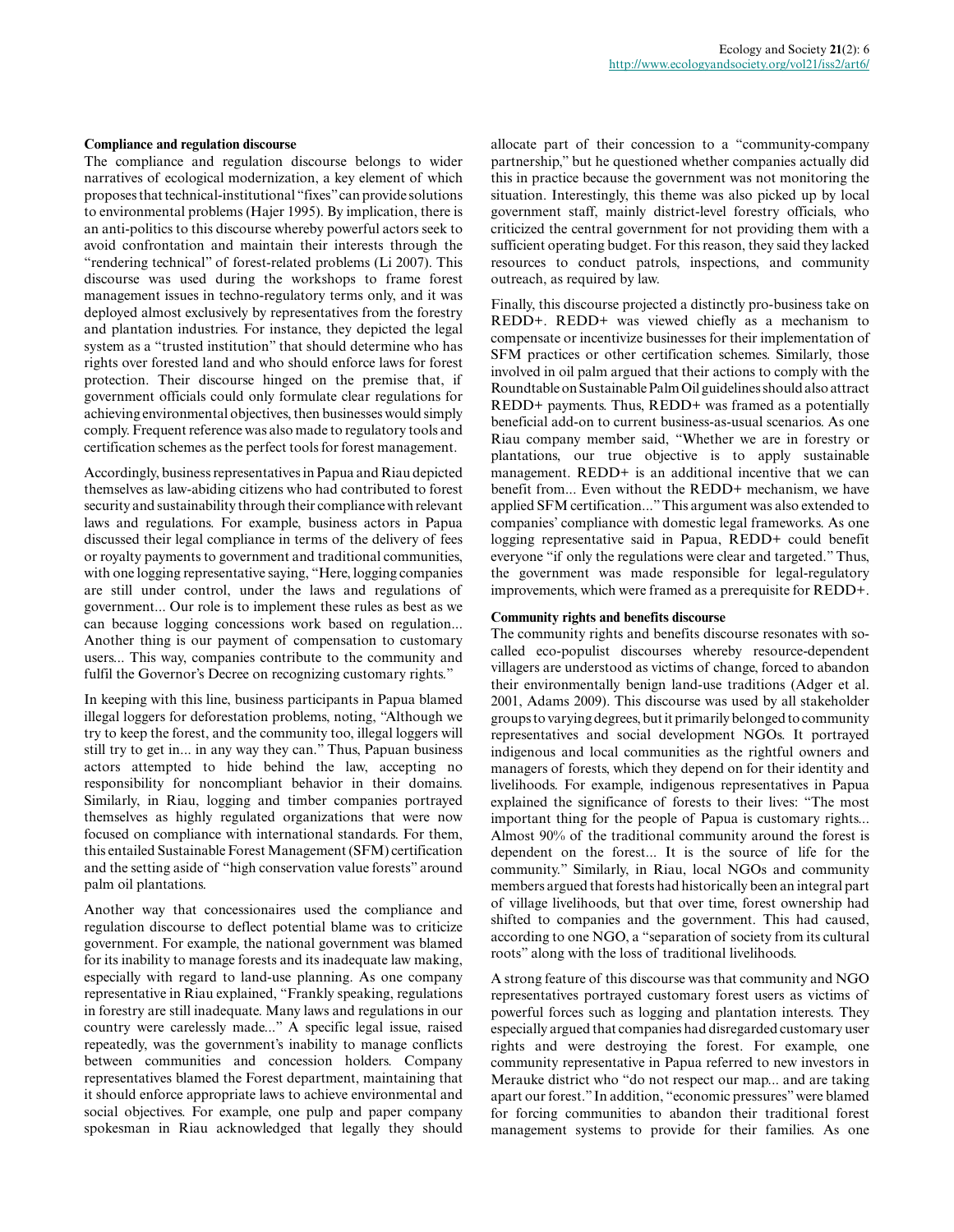**Compliance and regulation discourse**

The compliance and regulation discourse belongs to wider narratives of ecological modernization, a key element of which proposes that technical-institutional "fixes" can provide solutions to environmental problems (Hajer 1995). By implication, there is an anti-politics to this discourse whereby powerful actors seek to avoid confrontation and maintain their interests through the "rendering technical" of forest-related problems (Li 2007). This discourse was used during the workshops to frame forest management issues in techno-regulatory terms only, and it was deployed almost exclusively by representatives from the forestry and plantation industries. For instance, they depicted the legal system as a "trusted institution" that should determine who has rights over forested land and who should enforce laws for forest protection. Their discourse hinged on the premise that, if government officials could only formulate clear regulations for achieving environmental objectives, then businesses would simply comply. Frequent reference was also made to regulatory tools and certification schemes as the perfect tools for forest management.

Accordingly, business representatives in Papua and Riau depicted themselves as law-abiding citizens who had contributed to forest security and sustainability through their compliance with relevant laws and regulations. For example, business actors in Papua discussed their legal compliance in terms of the delivery of fees or royalty payments to government and traditional communities, with one logging representative saying, "Here, logging companies are still under control, under the laws and regulations of government... Our role is to implement these rules as best as we can because logging concessions work based on regulation... Another thing is our payment of compensation to customary users... This way, companies contribute to the community and fulfil the Governor's Decree on recognizing customary rights."

In keeping with this line, business participants in Papua blamed illegal loggers for deforestation problems, noting, "Although we try to keep the forest, and the community too, illegal loggers will still try to get in... in any way they can." Thus, Papuan business actors attempted to hide behind the law, accepting no responsibility for noncompliant behavior in their domains. Similarly, in Riau, logging and timber companies portrayed themselves as highly regulated organizations that were now focused on compliance with international standards. For them, this entailed Sustainable Forest Management (SFM) certification and the setting aside of "high conservation value forests" around palm oil plantations.

Another way that concessionaires used the compliance and regulation discourse to deflect potential blame was to criticize government. For example, the national government was blamed for its inability to manage forests and its inadequate law making, especially with regard to land-use planning. As one company representative in Riau explained, "Frankly speaking, regulations in forestry are still inadequate. Many laws and regulations in our country were carelessly made..." A specific legal issue, raised repeatedly, was the government's inability to manage conflicts between communities and concession holders. Company representatives blamed the Forest department, maintaining that it should enforce appropriate laws to achieve environmental and social objectives. For example, one pulp and paper company spokesman in Riau acknowledged that legally they should allocate part of their concession to a "community-company partnership," but he questioned whether companies actually did this in practice because the government was not monitoring the situation. Interestingly, this theme was also picked up by local government staff, mainly district-level forestry officials, who criticized the central government for not providing them with a sufficient operating budget. For this reason, they said they lacked resources to conduct patrols, inspections, and community outreach, as required by law.

Finally, this discourse projected a distinctly pro-business take on REDD+. REDD+ was viewed chiefly as a mechanism to compensate or incentivize businesses for their implementation of SFM practices or other certification schemes. Similarly, those involved in oil palm argued that their actions to comply with the Roundtable on Sustainable Palm Oil guidelines should also attract REDD+ payments. Thus, REDD+ was framed as a potentially beneficial add-on to current business-as-usual scenarios. As one Riau company member said, "Whether we are in forestry or plantations, our true objective is to apply sustainable management. REDD+ is an additional incentive that we can benefit from... Even without the REDD+ mechanism, we have applied SFM certification..." This argument was also extended to companies' compliance with domestic legal frameworks. As one logging representative said in Papua, REDD+ could benefit everyone "if only the regulations were clear and targeted." Thus, the government was made responsible for legal-regulatory improvements, which were framed as a prerequisite for REDD+.

**Community rights and benefits discourse**

The community rights and benefits discourse resonates with so-called eco-populist discourses whereby resource-dependent villagers are understood as victims of change, forced to abandon their environmentally benign land-use traditions (Adger et al. 2001, Adams 2009). This discourse was used by all stakeholder groups to varying degrees, but it primarily belonged to community representatives and social development NGOs. It portrayed indigenous and local communities as the rightful owners and managers of forests, which they depend on for their identity and livelihoods. For example, indigenous representatives in Papua explained the significance of forests to their lives: "The most important thing for the people of Papua is customary rights... Almost 90% of the traditional community around the forest is dependent on the forest... It is the source of life for the community." Similarly, in Riau, local NGOs and community members argued that forests had historically been an integral part of village livelihoods, but that over time, forest ownership had shifted to companies and the government. This had caused, according to one NGO, a "separation of society from its cultural roots" along with the loss of traditional livelihoods.

A strong feature of this discourse was that community and NGO representatives portrayed customary forest users as victims of powerful forces such as logging and plantation interests. They especially argued that companies had disregarded customary user rights and were destroying the forest. For example, one community representative in Papua referred to new investors in Merauke district who "do not respect our map... and are taking apart our forest." In addition, "economic pressures" were blamed for forcing communities to abandon their traditional forest management systems to provide for their families. As one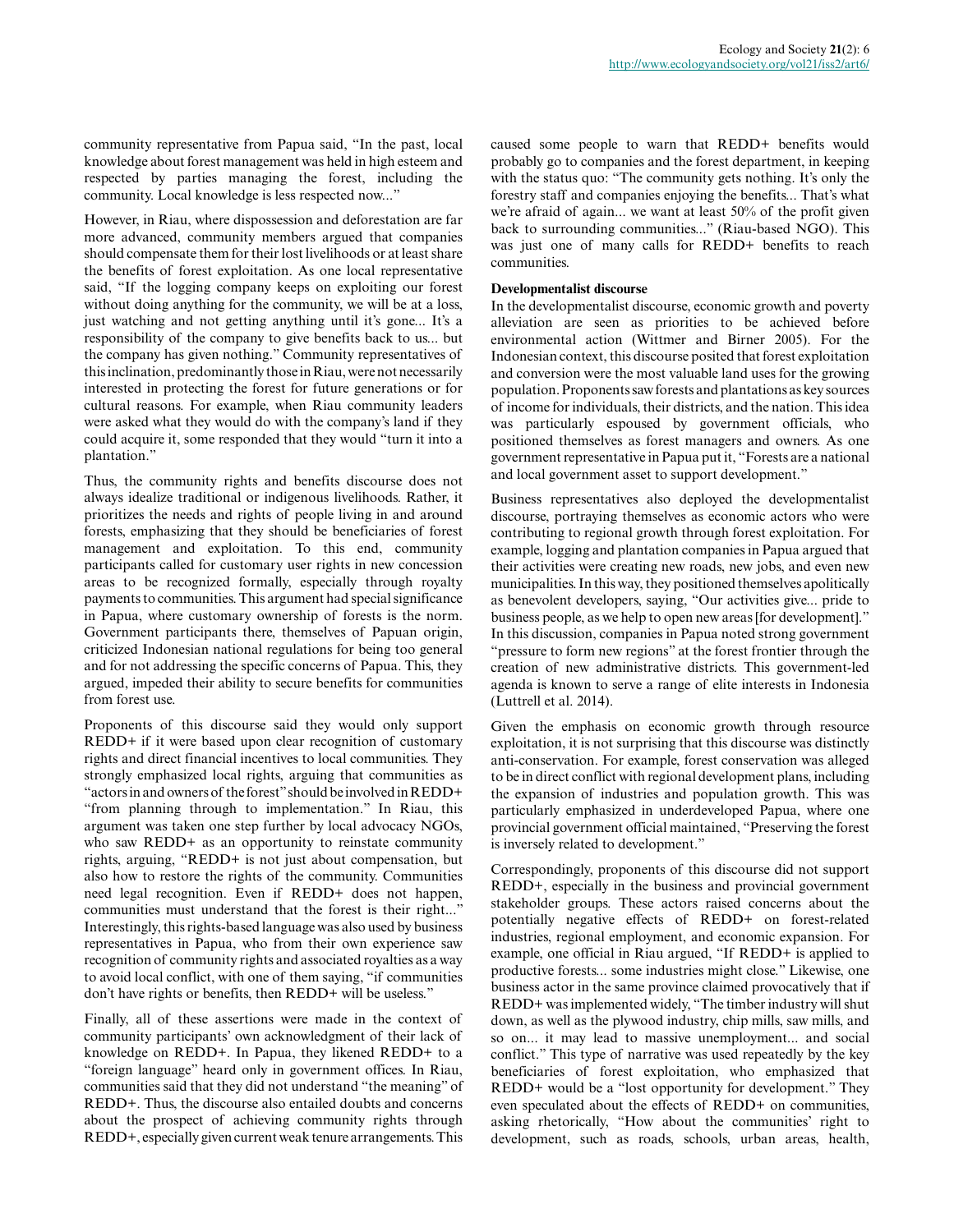community representative from Papua said, "In the past, local knowledge about forest management was held in high esteem and respected by parties managing the forest, including the community. Local knowledge is less respected now..."

However, in Riau, where dispossession and deforestation are far more advanced, community members argued that companies should compensate them for their lost livelihoods or at least share the benefits of forest exploitation. As one local representative said, "If the logging company keeps on exploiting our forest without doing anything for the community, we will be at a loss, just watching and not getting anything until it's gone... It's a responsibility of the company to give benefits back to us... but the company has given nothing." Community representatives of this inclination, predominantly those in Riau, were not necessarily interested in protecting the forest for future generations or for cultural reasons. For example, when Riau community leaders were asked what they would do with the company's land if they could acquire it, some responded that they would "turn it into a plantation."

Thus, the community rights and benefits discourse does not always idealize traditional or indigenous livelihoods. Rather, it prioritizes the needs and rights of people living in and around forests, emphasizing that they should be beneficiaries of forest management and exploitation. To this end, community participants called for customary user rights in new concession areas to be recognized formally, especially through royalty payments to communities. This argument had special significance in Papua, where customary ownership of forests is the norm. Government participants there, themselves of Papuan origin, criticized Indonesian national regulations for being too general and for not addressing the specific concerns of Papua. This, they argued, impeded their ability to secure benefits for communities from forest use.

Proponents of this discourse said they would only support REDD+ if it were based upon clear recognition of customary rights and direct financial incentives to local communities. They strongly emphasized local rights, arguing that communities as "actors in and owners of the forest" should be involved in REDD+ "from planning through to implementation." In Riau, this argument was taken one step further by local advocacy NGOs, who saw REDD+ as an opportunity to reinstate community rights, arguing, "REDD+ is not just about compensation, but also how to restore the rights of the community. Communities need legal recognition. Even if REDD+ does not happen, communities must understand that the forest is their right..." Interestingly, this rights-based language was also used by business representatives in Papua, who from their own experience saw recognition of community rights and associated royalties as a way to avoid local conflict, with one of them saying, "if communities don't have rights or benefits, then REDD+ will be useless."

Finally, all of these assertions were made in the context of community participants' own acknowledgment of their lack of knowledge on REDD+. In Papua, they likened REDD+ to a "foreign language" heard only in government offices. In Riau, communities said that they did not understand "the meaning" of REDD+. Thus, the discourse also entailed doubts and concerns about the prospect of achieving community rights through REDD+, especially given current weak tenure arrangements. This caused some people to warn that REDD+ benefits would probably go to companies and the forest department, in keeping with the status quo: "The community gets nothing. It's only the forestry staff and companies enjoying the benefits... That's what we're afraid of again... we want at least 50% of the profit given back to surrounding communities..." (Riau-based NGO). This was just one of many calls for REDD+ benefits to reach communities.

**Developmentalist discourse**

In the developmentalist discourse, economic growth and poverty alleviation are seen as priorities to be achieved before environmental action (Wittmer and Birner 2005). For the Indonesian context, this discourse posited that forest exploitation and conversion were the most valuable land uses for the growing population. Proponents saw forests and plantations as key sources of income for individuals, their districts, and the nation. This idea was particularly espoused by government officials, who positioned themselves as forest managers and owners. As one government representative in Papua put it, "Forests are a national and local government asset to support development."

Business representatives also deployed the developmentalist discourse, portraying themselves as economic actors who were contributing to regional growth through forest exploitation. For example, logging and plantation companies in Papua argued that their activities were creating new roads, new jobs, and even new municipalities. In this way, they positioned themselves apolitically as benevolent developers, saying, "Our activities give... pride to business people, as we help to open new areas [for development]." In this discussion, companies in Papua noted strong government "pressure to form new regions" at the forest frontier through the creation of new administrative districts. This government-led agenda is known to serve a range of elite interests in Indonesia (Luttrell et al. 2014).

Given the emphasis on economic growth through resource exploitation, it is not surprising that this discourse was distinctly anti-conservation. For example, forest conservation was alleged to be in direct conflict with regional development plans, including the expansion of industries and population growth. This was particularly emphasized in underdeveloped Papua, where one provincial government official maintained, "Preserving the forest is inversely related to development."

Correspondingly, proponents of this discourse did not support REDD+, especially in the business and provincial government stakeholder groups. These actors raised concerns about the potentially negative effects of REDD+ on forest-related industries, regional employment, and economic expansion. For example, one official in Riau argued, "If REDD+ is applied to productive forests... some industries might close." Likewise, one business actor in the same province claimed provocatively that if REDD+ was implemented widely, "The timber industry will shut down, as well as the plywood industry, chip mills, saw mills, and so on... it may lead to massive unemployment... and social conflict." This type of narrative was used repeatedly by the key beneficiaries of forest exploitation, who emphasized that REDD+ would be a "lost opportunity for development." They even speculated about the effects of REDD+ on communities, asking rhetorically, "How about the communities' right to development, such as roads, schools, urban areas, health,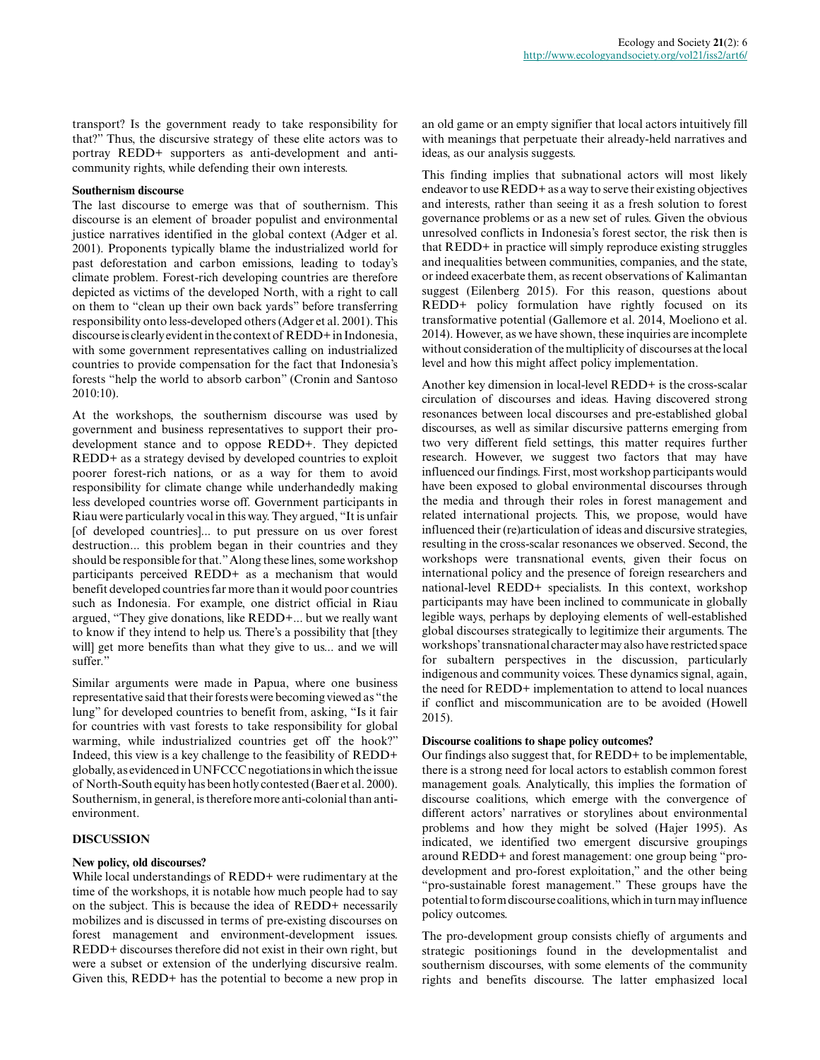transport? Is the government ready to take responsibility for that?" Thus, the discursive strategy of these elite actors was to portray REDD+ supporters as anti-development and anti-community rights, while defending their own interests.

**Southernism discourse**

The last discourse to emerge was that of southernism. This discourse is an element of broader populist and environmental justice narratives identified in the global context (Adger et al. 2001). Proponents typically blame the industrialized world for past deforestation and carbon emissions, leading to today's climate problem. Forest-rich developing countries are therefore depicted as victims of the developed North, with a right to call on them to "clean up their own back yards" before transferring responsibility onto less-developed others (Adger et al. 2001). This discourse is clearly evident in the context of REDD+ in Indonesia, with some government representatives calling on industrialized countries to provide compensation for the fact that Indonesia's forests "help the world to absorb carbon" (Cronin and Santoso 2010:10).

At the workshops, the southernism discourse was used by government and business representatives to support their pro-development stance and to oppose REDD+. They depicted REDD+ as a strategy devised by developed countries to exploit poorer forest-rich nations, or as a way for them to avoid responsibility for climate change while underhandedly making less developed countries worse off. Government participants in Riau were particularly vocal in this way. They argued, "It is unfair [of developed countries]... to put pressure on us over forest destruction... this problem began in their countries and they should be responsible for that." Along these lines, some workshop participants perceived REDD+ as a mechanism that would benefit developed countries far more than it would poor countries such as Indonesia. For example, one district official in Riau argued, "They give donations, like REDD+... but we really want to know if they intend to help us. There's a possibility that [they will] get more benefits than what they give to us... and we will suffer."

Similar arguments were made in Papua, where one business representative said that their forests were becoming viewed as "the lung" for developed countries to benefit from, asking, "Is it fair for countries with vast forests to take responsibility for global warming, while industrialized countries get off the hook?" Indeed, this view is a key challenge to the feasibility of REDD+ globally, as evidenced in UNFCCC negotiations in which the issue of North-South equity has been hotly contested (Baer et al. 2000). Southernism, in general, is therefore more anti-colonial than anti-environment.

## DISCUSSION

**New policy, old discourses?**

While local understandings of REDD+ were rudimentary at the time of the workshops, it is notable how much people had to say on the subject. This is because the idea of REDD+ necessarily mobilizes and is discussed in terms of pre-existing discourses on forest management and environment-development issues. REDD+ discourses therefore did not exist in their own right, but were a subset or extension of the underlying discursive realm. Given this, REDD+ has the potential to become a new prop in an old game or an empty signifier that local actors intuitively fill with meanings that perpetuate their already-held narratives and ideas, as our analysis suggests.

This finding implies that subnational actors will most likely endeavor to use REDD+ as a way to serve their existing objectives and interests, rather than seeing it as a fresh solution to forest governance problems or as a new set of rules. Given the obvious unresolved conflicts in Indonesia's forest sector, the risk then is that REDD+ in practice will simply reproduce existing struggles and inequalities between communities, companies, and the state, or indeed exacerbate them, as recent observations of Kalimantan suggest (Eilenberg 2015). For this reason, questions about REDD+ policy formulation have rightly focused on its transformative potential (Gallemore et al. 2014, Moeliono et al. 2014). However, as we have shown, these inquiries are incomplete without consideration of the multiplicity of discourses at the local level and how this might affect policy implementation.

Another key dimension in local-level REDD+ is the cross-scalar circulation of discourses and ideas. Having discovered strong resonances between local discourses and pre-established global discourses, as well as similar discursive patterns emerging from two very different field settings, this matter requires further research. However, we suggest two factors that may have influenced our findings. First, most workshop participants would have been exposed to global environmental discourses through the media and through their roles in forest management and related international projects. This, we propose, would have influenced their (re)articulation of ideas and discursive strategies, resulting in the cross-scalar resonances we observed. Second, the workshops were transnational events, given their focus on international policy and the presence of foreign researchers and national-level REDD+ specialists. In this context, workshop participants may have been inclined to communicate in globally legible ways, perhaps by deploying elements of well-established global discourses strategically to legitimize their arguments. The workshops' transnational character may also have restricted space for subaltern perspectives in the discussion, particularly indigenous and community voices. These dynamics signal, again, the need for REDD+ implementation to attend to local nuances if conflict and miscommunication are to be avoided (Howell 2015).

**Discourse coalitions to shape policy outcomes?**

Our findings also suggest that, for REDD+ to be implementable, there is a strong need for local actors to establish common forest management goals. Analytically, this implies the formation of discourse coalitions, which emerge with the convergence of different actors' narratives or storylines about environmental problems and how they might be solved (Hajer 1995). As indicated, we identified two emergent discursive groupings around REDD+ and forest management: one group being "pro-development and pro-forest exploitation," and the other being "pro-sustainable forest management." These groups have the potential to form discourse coalitions, which in turn may influence policy outcomes.

The pro-development group consists chiefly of arguments and strategic positionings found in the developmentalist and southernism discourses, with some elements of the community rights and benefits discourse. The latter emphasized local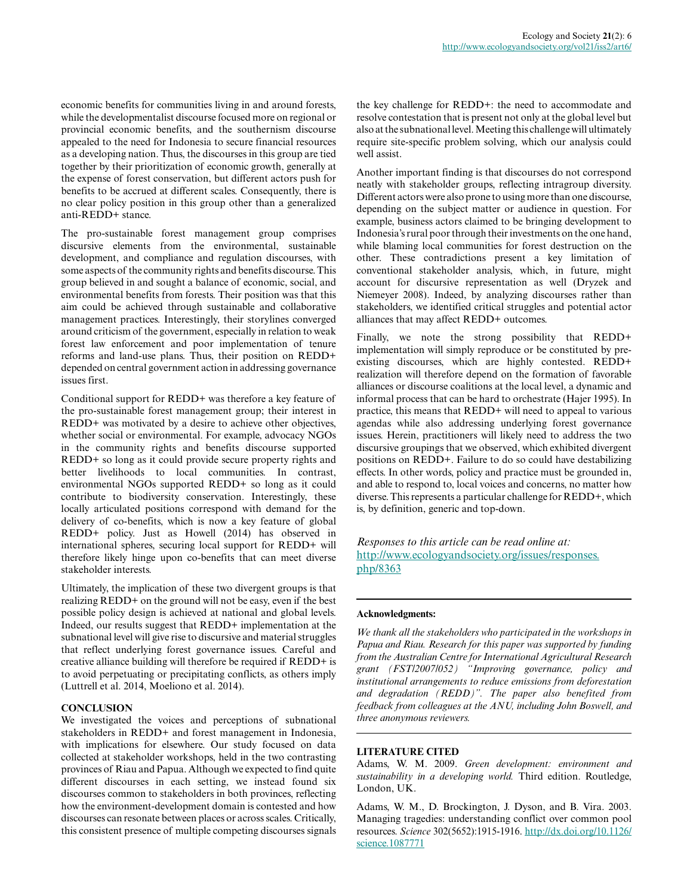economic benefits for communities living in and around forests, while the developmentalist discourse focused more on regional or provincial economic benefits, and the southernism discourse appealed to the need for Indonesia to secure financial resources as a developing nation. Thus, the discourses in this group are tied together by their prioritization of economic growth, generally at the expense of forest conservation, but different actors push for benefits to be accrued at different scales. Consequently, there is no clear policy position in this group other than a generalized anti-REDD+ stance.

The pro-sustainable forest management group comprises discursive elements from the environmental, sustainable development, and compliance and regulation discourses, with some aspects of the community rights and benefits discourse. This group believed in and sought a balance of economic, social, and environmental benefits from forests. Their position was that this aim could be achieved through sustainable and collaborative management practices. Interestingly, their storylines converged around criticism of the government, especially in relation to weak forest law enforcement and poor implementation of tenure reforms and land-use plans. Thus, their position on REDD+ depended on central government action in addressing governance issues first.

Conditional support for REDD+ was therefore a key feature of the pro-sustainable forest management group; their interest in REDD+ was motivated by a desire to achieve other objectives, whether social or environmental. For example, advocacy NGOs in the community rights and benefits discourse supported REDD+ so long as it could provide secure property rights and better livelihoods to local communities. In contrast, environmental NGOs supported REDD+ so long as it could contribute to biodiversity conservation. Interestingly, these locally articulated positions correspond with demand for the delivery of co-benefits, which is now a key feature of global REDD+ policy. Just as Howell (2014) has observed in international spheres, securing local support for REDD+ will therefore likely hinge upon co-benefits that can meet diverse stakeholder interests.

Ultimately, the implication of these two divergent groups is that realizing REDD+ on the ground will not be easy, even if the best possible policy design is achieved at national and global levels. Indeed, our results suggest that REDD+ implementation at the subnational level will give rise to discursive and material struggles that reflect underlying forest governance issues. Careful and creative alliance building will therefore be required if REDD+ is to avoid perpetuating or precipitating conflicts, as others imply (Luttrell et al. 2014, Moeliono et al. 2014).

## CONCLUSION

We investigated the voices and perceptions of subnational stakeholders in REDD+ and forest management in Indonesia, with implications for elsewhere. Our study focused on data collected at stakeholder workshops, held in the two contrasting provinces of Riau and Papua. Although we expected to find quite different discourses in each setting, we instead found six discourses common to stakeholders in both provinces, reflecting how the environment-development domain is contested and how discourses can resonate between places or across scales. Critically, this consistent presence of multiple competing discourses signals the key challenge for REDD+: the need to accommodate and resolve contestation that is present not only at the global level but also at the subnational level. Meeting this challenge will ultimately require site-specific problem solving, which our analysis could well assist.

Another important finding is that discourses do not correspond neatly with stakeholder groups, reflecting intragroup diversity. Different actors were also prone to using more than one discourse, depending on the subject matter or audience in question. For example, business actors claimed to be bringing development to Indonesia's rural poor through their investments on the one hand, while blaming local communities for forest destruction on the other. These contradictions present a key limitation of conventional stakeholder analysis, which, in future, might account for discursive representation as well (Dryzek and Niemeyer 2008). Indeed, by analyzing discourses rather than stakeholders, we identified critical struggles and potential actor alliances that may affect REDD+ outcomes.

Finally, we note the strong possibility that REDD+ implementation will simply reproduce or be constituted by pre-existing discourses, which are highly contested. REDD+ realization will therefore depend on the formation of favorable alliances or discourse coalitions at the local level, a dynamic and informal process that can be hard to orchestrate (Hajer 1995). In practice, this means that REDD+ will need to appeal to various agendas while also addressing underlying forest governance issues. Herein, practitioners will likely need to address the two discursive groupings that we observed, which exhibited divergent positions on REDD+. Failure to do so could have destabilizing effects. In other words, policy and practice must be grounded in, and able to respond to, local voices and concerns, no matter how diverse. This represents a particular challenge for REDD+, which is, by definition, generic and top-down.

*Responses to this article can be read online at:* http://www.ecologyandsociety.org/issues/responses.php/8363

---

**Acknowledgments:**

*We thank all the stakeholders who participated in the workshops in Papua and Riau. Research for this paper was supported by funding from the Australian Centre for International Agricultural Research grant (FST/2007/052) "Improving governance, policy and institutional arrangements to reduce emissions from deforestation and degradation (REDD)". The paper also benefited from feedback from colleagues at the ANU, including John Boswell, and three anonymous reviewers.*

---

## LITERATURE CITED

Adams, W. M. 2009. *Green development: environment and sustainability in a developing world.* Third edition. Routledge, London, UK.

Adams, W. M., D. Brockington, J. Dyson, and B. Vira. 2003. Managing tragedies: understanding conflict over common pool resources. *Science* 302(5652):1915-1916. http://dx.doi.org/10.1126/science.1087771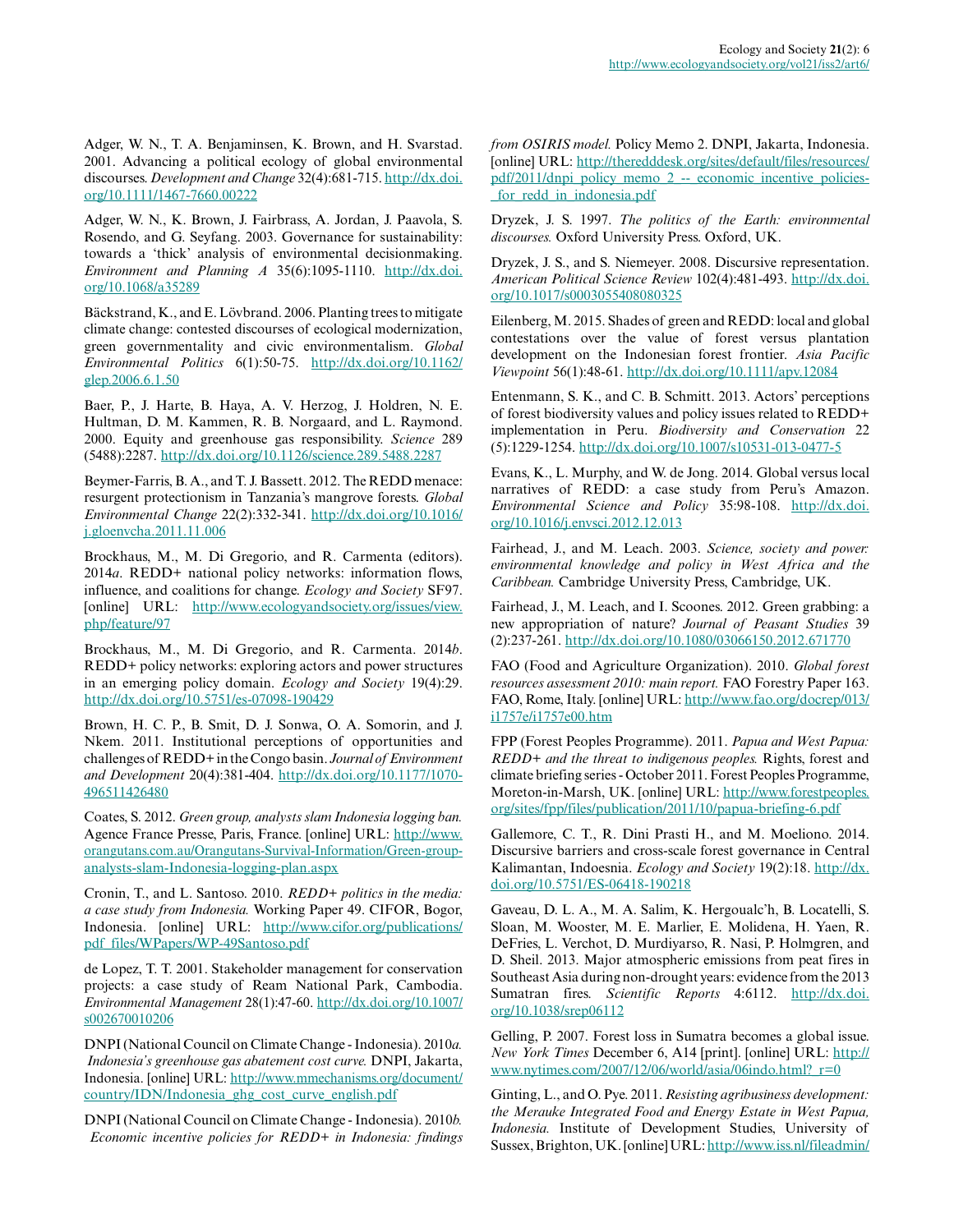Adger, W. N., T. A. Benjaminsen, K. Brown, and H. Svarstad. 2001. Advancing a political ecology of global environmental discourses. *Development and Change* 32(4):681-715. http://dx.doi.org/10.1111/1467-7660.00222

Adger, W. N., K. Brown, J. Fairbrass, A. Jordan, J. Paavola, S. Rosendo, and G. Seyfang. 2003. Governance for sustainability: towards a 'thick' analysis of environmental decisionmaking. *Environment and Planning A* 35(6):1095-1110. http://dx.doi.org/10.1068/a35289

Bäckstrand, K., and E. Lövbrand. 2006. Planting trees to mitigate climate change: contested discourses of ecological modernization, green governmentality and civic environmentalism. *Global Environmental Politics* 6(1):50-75. http://dx.doi.org/10.1162/glep.2006.6.1.50

Baer, P., J. Harte, B. Haya, A. V. Herzog, J. Holdren, N. E. Hultman, D. M. Kammen, R. B. Norgaard, and L. Raymond. 2000. Equity and greenhouse gas responsibility. *Science* 289 (5488):2287. http://dx.doi.org/10.1126/science.289.5488.2287

Beymer-Farris, B. A., and T. J. Bassett. 2012. The REDD menace: resurgent protectionism in Tanzania's mangrove forests. *Global Environmental Change* 22(2):332-341. http://dx.doi.org/10.1016/j.gloenvcha.2011.11.006

Brockhaus, M., M. Di Gregorio, and R. Carmenta (editors). 2014*a*. REDD+ national policy networks: information flows, influence, and coalitions for change. *Ecology and Society* SF97. [online] URL: http://www.ecologyandsociety.org/issues/view.php/feature/97

Brockhaus, M., M. Di Gregorio, and R. Carmenta. 2014*b*. REDD+ policy networks: exploring actors and power structures in an emerging policy domain. *Ecology and Society* 19(4):29. http://dx.doi.org/10.5751/es-07098-190429

Brown, H. C. P., B. Smit, D. J. Sonwa, O. A. Somorin, and J. Nkem. 2011. Institutional perceptions of opportunities and challenges of REDD+ in the Congo basin. *Journal of Environment and Development* 20(4):381-404. http://dx.doi.org/10.1177/1070-496511426480

Coates, S. 2012. *Green group, analysts slam Indonesia logging ban.* Agence France Presse, Paris, France. [online] URL: http://www.orangutans.com.au/Orangutans-Survival-Information/Green-group-analysts-slam-Indonesia-logging-plan.aspx

Cronin, T., and L. Santoso. 2010. *REDD+ politics in the media: a case study from Indonesia.* Working Paper 49. CIFOR, Bogor, Indonesia. [online] URL: http://www.cifor.org/publications/pdf_files/WPapers/WP-49Santoso.pdf

de Lopez, T. T. 2001. Stakeholder management for conservation projects: a case study of Ream National Park, Cambodia. *Environmental Management* 28(1):47-60. http://dx.doi.org/10.1007/s002670010206

DNPI (National Council on Climate Change - Indonesia). 2010*a*. *Indonesia's greenhouse gas abatement cost curve.* DNPI, Jakarta, Indonesia. [online] URL: http://www.mmechanisms.org/document/country/IDN/Indonesia_ghg_cost_curve_english.pdf

DNPI (National Council on Climate Change - Indonesia). 2010*b*. *Economic incentive policies for REDD+ in Indonesia: findings from OSIRIS model.* Policy Memo 2. DNPI, Jakarta, Indonesia. [online] URL: http://theredddesk.org/sites/default/files/resources/pdf/2011/dnpi_policy_memo_2_--_economic_incentive_policies-_for_redd_in_indonesia.pdf

Dryzek, J. S. 1997. *The politics of the Earth: environmental discourses.* Oxford University Press. Oxford, UK.

Dryzek, J. S., and S. Niemeyer. 2008. Discursive representation. *American Political Science Review* 102(4):481-493. http://dx.doi.org/10.1017/s0003055408080325

Eilenberg, M. 2015. Shades of green and REDD: local and global contestations over the value of forest versus plantation development on the Indonesian forest frontier. *Asia Pacific Viewpoint* 56(1):48-61. http://dx.doi.org/10.1111/apv.12084

Entenmann, S. K., and C. B. Schmitt. 2013. Actors' perceptions of forest biodiversity values and policy issues related to REDD+ implementation in Peru. *Biodiversity and Conservation* 22 (5):1229-1254. http://dx.doi.org/10.1007/s10531-013-0477-5

Evans, K., L. Murphy, and W. de Jong. 2014. Global versus local narratives of REDD: a case study from Peru's Amazon. *Environmental Science and Policy* 35:98-108. http://dx.doi.org/10.1016/j.envsci.2012.12.013

Fairhead, J., and M. Leach. 2003. *Science, society and power: environmental knowledge and policy in West Africa and the Caribbean.* Cambridge University Press, Cambridge, UK.

Fairhead, J., M. Leach, and I. Scoones. 2012. Green grabbing: a new appropriation of nature? *Journal of Peasant Studies* 39 (2):237-261. http://dx.doi.org/10.1080/03066150.2012.671770

FAO (Food and Agriculture Organization). 2010. *Global forest resources assessment 2010: main report.* FAO Forestry Paper 163. FAO, Rome, Italy. [online] URL: http://www.fao.org/docrep/013/i1757e/i1757e00.htm

FPP (Forest Peoples Programme). 2011. *Papua and West Papua: REDD+ and the threat to indigenous peoples.* Rights, forest and climate briefing series - October 2011. Forest Peoples Programme, Moreton-in-Marsh, UK. [online] URL: http://www.forestpeoples.org/sites/fpp/files/publication/2011/10/papua-briefing-6.pdf

Gallemore, C. T., R. Dini Prasti H., and M. Moeliono. 2014. Discursive barriers and cross-scale forest governance in Central Kalimantan, Indoesnia. *Ecology and Society* 19(2):18. http://dx.doi.org/10.5751/ES-06418-190218

Gaveau, D. L. A., M. A. Salim, K. Hergoualc'h, B. Locatelli, S. Sloan, M. Wooster, M. E. Marlier, E. Molidena, H. Yaen, R. DeFries, L. Verchot, D. Murdiyarso, R. Nasi, P. Holmgren, and D. Sheil. 2013. Major atmospheric emissions from peat fires in Southeast Asia during non-drought years: evidence from the 2013 Sumatran fires. *Scientific Reports* 4:6112. http://dx.doi.org/10.1038/srep06112

Gelling, P. 2007. Forest loss in Sumatra becomes a global issue. *New York Times* December 6, A14 [print]. [online] URL: http://www.nytimes.com/2007/12/06/world/asia/06indo.html?_r=0

Ginting, L., and O. Pye. 2011. *Resisting agribusiness development: the Merauke Integrated Food and Energy Estate in West Papua, Indonesia.* Institute of Development Studies, University of Sussex, Brighton, UK. [online] URL: http://www.iss.nl/fileadmin/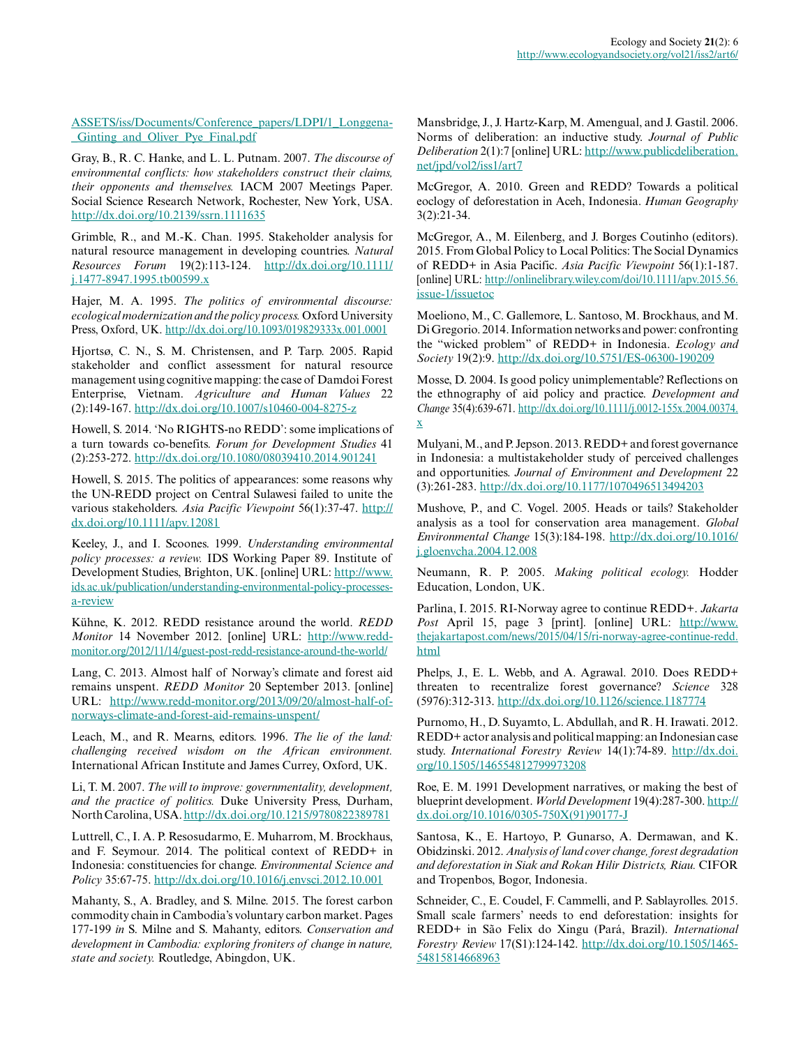ASSETS/iss/Documents/Conference_papers/LDPI/1_Longgena-_Ginting_and_Oliver_Pye_Final.pdf

Gray, B., R. C. Hanke, and L. L. Putnam. 2007. *The discourse of environmental conflicts: how stakeholders construct their claims, their opponents and themselves.* IACM 2007 Meetings Paper. Social Science Research Network, Rochester, New York, USA. http://dx.doi.org/10.2139/ssrn.1111635

Grimble, R., and M.-K. Chan. 1995. Stakeholder analysis for natural resource management in developing countries. *Natural Resources Forum* 19(2):113-124. http://dx.doi.org/10.1111/j.1477-8947.1995.tb00599.x

Hajer, M. A. 1995. *The politics of environmental discourse: ecological modernization and the policy process.* Oxford University Press, Oxford, UK. http://dx.doi.org/10.1093/019829333x.001.0001

Hjortsø, C. N., S. M. Christensen, and P. Tarp. 2005. Rapid stakeholder and conflict assessment for natural resource management using cognitive mapping: the case of Damdoi Forest Enterprise, Vietnam. *Agriculture and Human Values* 22 (2):149-167. http://dx.doi.org/10.1007/s10460-004-8275-z

Howell, S. 2014. 'No RIGHTS-no REDD': some implications of a turn towards co-benefits. *Forum for Development Studies* 41 (2):253-272. http://dx.doi.org/10.1080/08039410.2014.901241

Howell, S. 2015. The politics of appearances: some reasons why the UN-REDD project on Central Sulawesi failed to unite the various stakeholders. *Asia Pacific Viewpoint* 56(1):37-47. http://dx.doi.org/10.1111/apv.12081

Keeley, J., and I. Scoones. 1999. *Understanding environmental policy processes: a review.* IDS Working Paper 89. Institute of Development Studies, Brighton, UK. [online] URL: http://www.ids.ac.uk/publication/understanding-environmental-policy-processes-a-review

Kühne, K. 2012. REDD resistance around the world. *REDD Monitor* 14 November 2012. [online] URL: http://www.redd-monitor.org/2012/11/14/guest-post-redd-resistance-around-the-world/

Lang, C. 2013. Almost half of Norway's climate and forest aid remains unspent. *REDD Monitor* 20 September 2013. [online] URL: http://www.redd-monitor.org/2013/09/20/almost-half-of-norways-climate-and-forest-aid-remains-unspent/

Leach, M., and R. Mearns, editors. 1996. *The lie of the land: challenging received wisdom on the African environment.* International African Institute and James Currey, Oxford, UK.

Li, T. M. 2007. *The will to improve: governmentality, development, and the practice of politics.* Duke University Press, Durham, North Carolina, USA. http://dx.doi.org/10.1215/9780822389781

Luttrell, C., I. A. P. Resosudarmo, E. Muharrom, M. Brockhaus, and F. Seymour. 2014. The political context of REDD+ in Indonesia: constituencies for change. *Environmental Science and Policy* 35:67-75. http://dx.doi.org/10.1016/j.envsci.2012.10.001

Mahanty, S., A. Bradley, and S. Milne. 2015. The forest carbon commodity chain in Cambodia's voluntary carbon market. Pages 177-199 *in* S. Milne and S. Mahanty, editors. *Conservation and development in Cambodia: exploring froniters of change in nature, state and society.* Routledge, Abingdon, UK.

Mansbridge, J., J. Hartz-Karp, M. Amengual, and J. Gastil. 2006. Norms of deliberation: an inductive study. *Journal of Public Deliberation* 2(1):7 [online] URL: http://www.publicdeliberation.net/jpd/vol2/iss1/art7

McGregor, A. 2010. Green and REDD? Towards a political ecology of deforestation in Aceh, Indonesia. *Human Geography* 3(2):21-34.

McGregor, A., M. Eilenberg, and J. Borges Coutinho (editors). 2015. From Global Policy to Local Politics: The Social Dynamics of REDD+ in Asia Pacific. *Asia Pacific Viewpoint* 56(1):1-187. [online] URL: http://onlinelibrary.wiley.com/doi/10.1111/apv.2015.56.issue-1/issuetoc

Moeliono, M., C. Gallemore, L. Santoso, M. Brockhaus, and M. Di Gregorio. 2014. Information networks and power: confronting the "wicked problem" of REDD+ in Indonesia. *Ecology and Society* 19(2):9. http://dx.doi.org/10.5751/ES-06300-190209

Mosse, D. 2004. Is good policy unimplementable? Reflections on the ethnography of aid policy and practice. *Development and Change* 35(4):639-671. http://dx.doi.org/10.1111/j.0012-155x.2004.00374.x

Mulyani, M., and P. Jepson. 2013. REDD+ and forest governance in Indonesia: a multistakeholder study of perceived challenges and opportunities. *Journal of Environment and Development* 22 (3):261-283. http://dx.doi.org/10.1177/1070496513494203

Mushove, P., and C. Vogel. 2005. Heads or tails? Stakeholder analysis as a tool for conservation area management. *Global Environmental Change* 15(3):184-198. http://dx.doi.org/10.1016/j.gloenvcha.2004.12.008

Neumann, R. P. 2005. *Making political ecology.* Hodder Education, London, UK.

Parlina, I. 2015. RI-Norway agree to continue REDD+. *Jakarta Post* April 15, page 3 [print]. [online] URL: http://www.thejakartapost.com/news/2015/04/15/ri-norway-agree-continue-redd.html

Phelps, J., E. L. Webb, and A. Agrawal. 2010. Does REDD+ threaten to recentralize forest governance? *Science* 328 (5976):312-313. http://dx.doi.org/10.1126/science.1187774

Purnomo, H., D. Suyamto, L. Abdullah, and R. H. Irawati. 2012. REDD+ actor analysis and political mapping: an Indonesian case study. *International Forestry Review* 14(1):74-89. http://dx.doi.org/10.1505/146554812799973208

Roe, E. M. 1991 Development narratives, or making the best of blueprint development. *World Development* 19(4):287-300. http://dx.doi.org/10.1016/0305-750X(91)90177-J

Santosa, K., E. Hartoyo, P. Gunarso, A. Dermawan, and K. Obidzinski. 2012. *Analysis of land cover change, forest degradation and deforestation in Siak and Rokan Hilir Districts, Riau.* CIFOR and Tropenbos, Bogor, Indonesia.

Schneider, C., E. Coudel, F. Cammelli, and P. Sablayrolles. 2015. Small scale farmers' needs to end deforestation: insights for REDD+ in São Felix do Xingu (Pará, Brazil). *International Forestry Review* 17(S1):124-142. http://dx.doi.org/10.1505/146554815814668963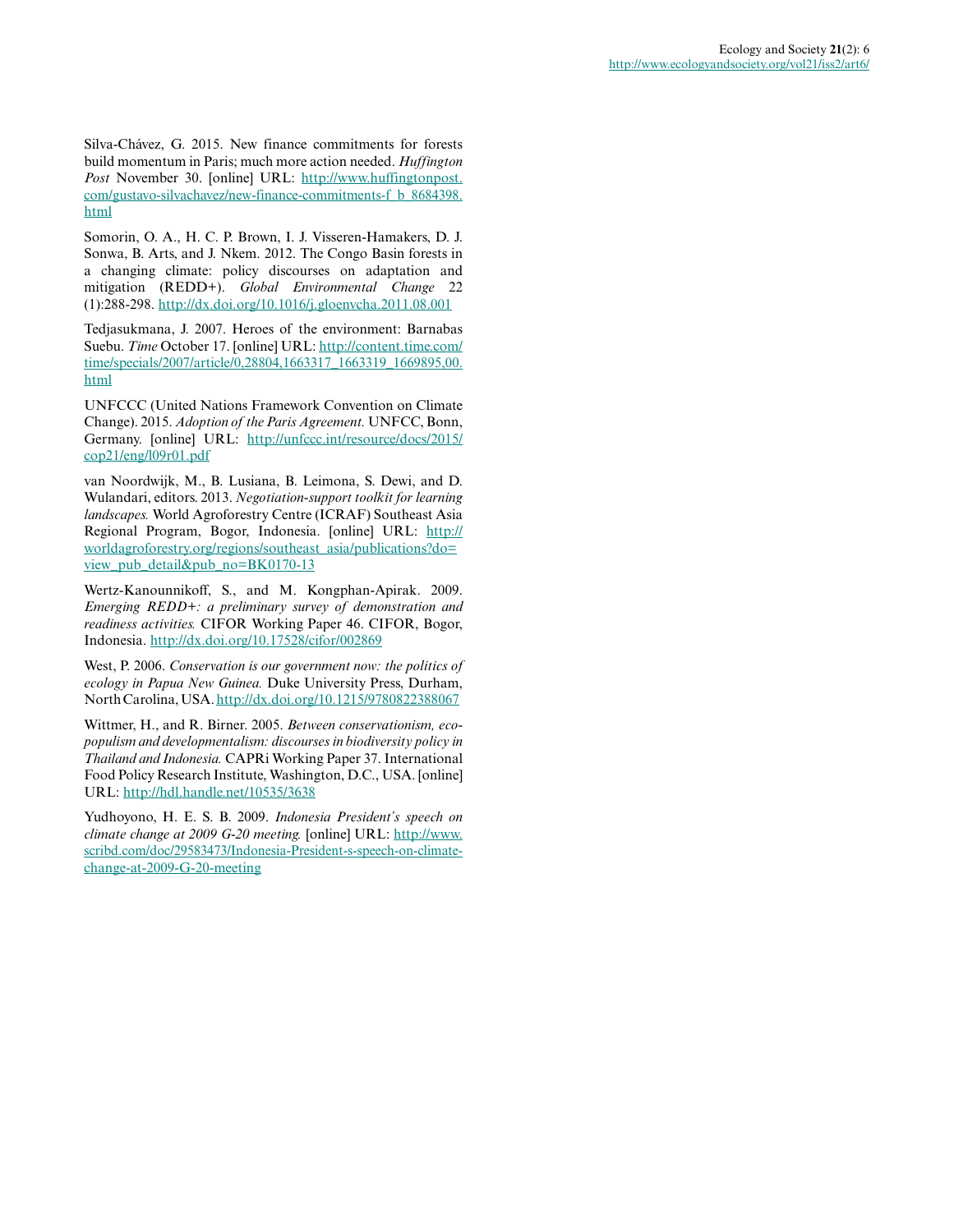Silva-Chávez, G. 2015. New finance commitments for forests build momentum in Paris; much more action needed. *Huffington Post* November 30. [online] URL: http://www.huffingtonpost.com/gustavo-silvachavez/new-finance-commitments-f_b_8684398.html

Somorin, O. A., H. C. P. Brown, I. J. Visseren-Hamakers, D. J. Sonwa, B. Arts, and J. Nkem. 2012. The Congo Basin forests in a changing climate: policy discourses on adaptation and mitigation (REDD+). *Global Environmental Change* 22 (1):288-298. http://dx.doi.org/10.1016/j.gloenvcha.2011.08.001

Tedjasukmana, J. 2007. Heroes of the environment: Barnabas Suebu. *Time* October 17. [online] URL: http://content.time.com/time/specials/2007/article/0,28804,1663317_1663319_1669895,00.html

UNFCCC (United Nations Framework Convention on Climate Change). 2015. *Adoption of the Paris Agreement.* UNFCC, Bonn, Germany. [online] URL: http://unfccc.int/resource/docs/2015/cop21/eng/l09r01.pdf

van Noordwijk, M., B. Lusiana, B. Leimona, S. Dewi, and D. Wulandari, editors. 2013. *Negotiation-support toolkit for learning landscapes.* World Agroforestry Centre (ICRAF) Southeast Asia Regional Program, Bogor, Indonesia. [online] URL: http://worldagroforestry.org/regions/southeast_asia/publications?do=view_pub_detail&pub_no=BK0170-13

Wertz-Kanounnikoff, S., and M. Kongphan-Apirak. 2009. *Emerging REDD+: a preliminary survey of demonstration and readiness activities.* CIFOR Working Paper 46. CIFOR, Bogor, Indonesia. http://dx.doi.org/10.17528/cifor/002869

West, P. 2006. *Conservation is our government now: the politics of ecology in Papua New Guinea.* Duke University Press, Durham, North Carolina, USA. http://dx.doi.org/10.1215/9780822388067

Wittmer, H., and R. Birner. 2005. *Between conservationism, eco-populism and developmentalism: discourses in biodiversity policy in Thailand and Indonesia.* CAPRi Working Paper 37. International Food Policy Research Institute, Washington, D.C., USA. [online] URL: http://hdl.handle.net/10535/3638

Yudhoyono, H. E. S. B. 2009. *Indonesia President's speech on climate change at 2009 G-20 meeting.* [online] URL: http://www.scribd.com/doc/29583473/Indonesia-President-s-speech-on-climate-change-at-2009-G-20-meeting